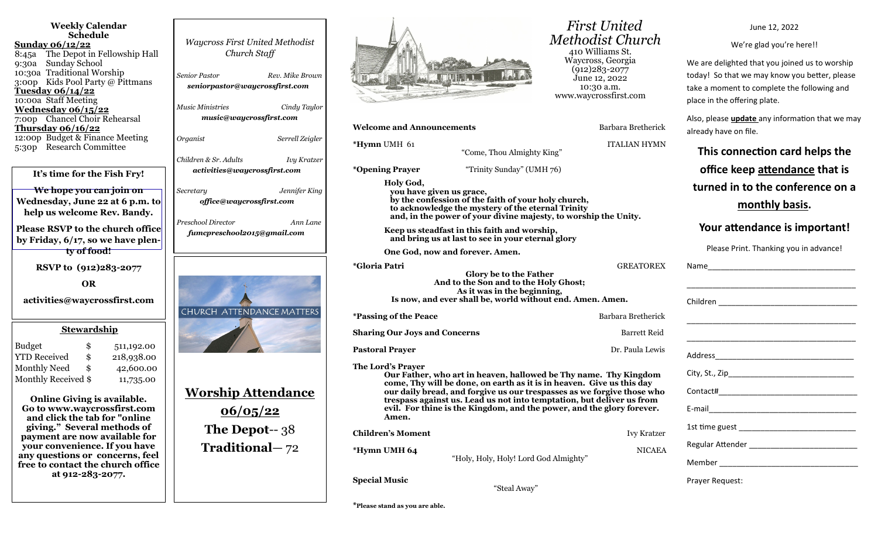## Weekly Calendar Schedule

**Sunday 06/12/22**
8:45a The Depot in Fellowship Hall
9:30a Sunday School
10:30a Traditional Worship
3:00p Kids Pool Party @ Pittmans

**Tuesday 06/14/22**
10:00a Staff Meeting

**Wednesday 06/15/22**
7:00p Chancel Choir Rehearsal

**Thursday 06/16/22**
12:00p Budget & Finance Meeting
5:30p Research Committee

**It's time for the Fish Fry!**

**We hope you can join on Wednesday, June 22 at 6 p.m. to help us welcome Rev. Bandy.**

**Please RSVP to the church office by Friday, 6/17, so we have plenty of food!**

**RSVP to (912)283-2077**

**OR**

**activities@waycrossfirst.com**

### Stewardship

| | | |
|---|---|---|
| Budget | $ | 511,192.00 |
| YTD Received | $ | 218,938.00 |
| Monthly Need | $ | 42,600.00 |
| Monthly Received | $ | 11,735.00 |

**Online Giving is available. Go to www.waycrossfirst.com and click the tab for "online giving." Several methods of payment are now available for your convenience. If you have any questions or concerns, feel free to contact the church office at 912-283-2077.**

*Waycross First United Methodist Church Staff*

*Senior Pastor* — *Rev. Mike Brown*
***seniorpastor@waycrossfirst.com***

*Music Ministries* — *Cindy Taylor*
***music@waycrossfirst.com***

*Organist* — *Serrell Zeigler*

*Children & Sr. Adults* — *Ivy Kratzer*
***activities@waycrossfirst.com***

*Secretary* — *Jennifer King*
***office@waycrossfirst.com***

*Preschool Director* — *Ann Lane*
***fumcpreschool2015@gmail.com***

CHURCH ATTENDANCE MATTERS

## Worship Attendance 06/05/22

**The Depot**-- 38
**Traditional**— 72

# First United Methodist Church

410 Williams St.
Waycross, Georgia
(912)283-2077
June 12, 2022
10:30 a.m.
www.waycrossfirst.com

**Welcome and Announcements** — Barbara Bretherick

***Hymn** UMH 61 — ITALIAN HYMN
"Come, Thou Almighty King"

***Opening Prayer** — "Trinity Sunday" (UMH 76)

**Holy God,
you have given us grace,
by the confession of the faith of your holy church,
to acknowledge the mystery of the eternal Trinity
and, in the power of your divine majesty, to worship the Unity.**

**Keep us steadfast in this faith and worship,
and bring us at last to see in your eternal glory**

**One God, now and forever. Amen.**

***Gloria Patri** — GREATOREX

**Glory be to the Father
And to the Son and to the Holy Ghost;
As it was in the beginning,
Is now, and ever shall be, world without end. Amen. Amen.**

***Passing of the Peace** — Barbara Bretherick

**Sharing Our Joys and Concerns** — Barrett Reid

**Pastoral Prayer** — Dr. Paula Lewis

**The Lord's Prayer**
**Our Father, who art in heaven, hallowed be Thy name. Thy Kingdom come, Thy will be done, on earth as it is in heaven. Give us this day our daily bread, and forgive us our trespasses as we forgive those who trespass against us. Lead us not into temptation, but deliver us from evil. For thine is the Kingdom, and the power, and the glory forever. Amen.**

**Children's Moment** — Ivy Kratzer

***Hymn UMH 64** — NICAEA
"Holy, Holy, Holy! Lord God Almighty"

**Special Music**
"Steal Away"

***Please stand as you are able.**

June 12, 2022

We're glad you're here!!

We are delighted that you joined us to worship today! So that we may know you better, please take a moment to complete the following and place in the offering plate.

Also, please **update** any information that we may already have on file.

**This connection card helps the office keep attendance that is turned in to the conference on a monthly basis.**

**Your attendance is important!**

Please Print. Thanking you in advance!

Name________________________________

____________________________________

Children ______________________________

____________________________________

____________________________________

Address_______________________________

City, St., Zip___________________________

Contact#______________________________

E-mail________________________________

1st time guest _________________________

Regular Attender _______________________

Member ______________________________

Prayer Request: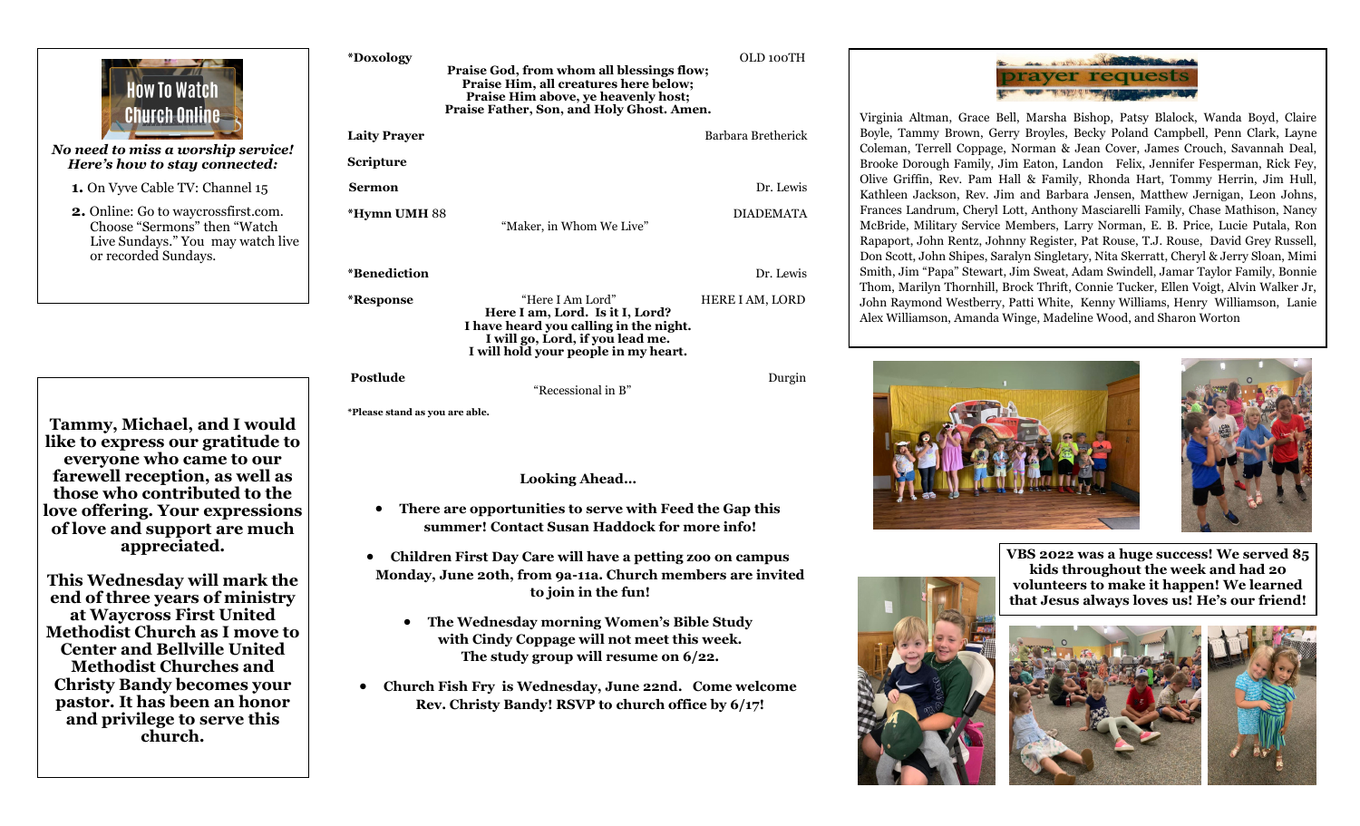### How To Watch Church Online

***No need to miss a worship service! Here's how to stay connected:***

1. On Vyve Cable TV: Channel 15
2. Online: Go to waycrossfirst.com. Choose "Sermons" then "Watch Live Sundays." You may watch live or recorded Sundays.

**Tammy, Michael, and I would like to express our gratitude to everyone who came to our farewell reception, as well as those who contributed to the love offering. Your expressions of love and support are much appreciated.**

**This Wednesday will mark the end of three years of ministry at Waycross First United Methodist Church as I move to Center and Bellville United Methodist Churches and Christy Bandy becomes your pastor. It has been an honor and privilege to serve this church.**

**\*Doxology** — OLD 100TH

**Praise God, from whom all blessings flow;
Praise Him, all creatures here below;
Praise Him above, ye heavenly host;
Praise Father, Son, and Holy Ghost. Amen.**

**Laity Prayer** — Barbara Bretherick

**Scripture**

**Sermon** — Dr. Lewis

**\*Hymn UMH** 88 "Maker, in Whom We Live" — DIADEMATA

**\*Benediction** — Dr. Lewis

**\*Response** "Here I Am Lord" — HERE I AM, LORD

**Here I am, Lord. Is it I, Lord?
I have heard you calling in the night.
I will go, Lord, if you lead me.
I will hold your people in my heart.**

**Postlude** "Recessional in B" — Durgin

**\*Please stand as you are able.**

**Looking Ahead…**

- **There are opportunities to serve with Feed the Gap this summer! Contact Susan Haddock for more info!**
- **Children First Day Care will have a petting zoo on campus Monday, June 20th, from 9a-11a. Church members are invited to join in the fun!**
- **The Wednesday morning Women's Bible Study with Cindy Coppage will not meet this week. The study group will resume on 6/22.**
- **Church Fish Fry is Wednesday, June 22nd. Come welcome Rev. Christy Bandy! RSVP to church office by 6/17!**

### prayer requests

Virginia Altman, Grace Bell, Marsha Bishop, Patsy Blalock, Wanda Boyd, Claire Boyle, Tammy Brown, Gerry Broyles, Becky Poland Campbell, Penn Clark, Layne Coleman, Terrell Coppage, Norman & Jean Cover, James Crouch, Savannah Deal, Brooke Dorough Family, Jim Eaton, Landon Felix, Jennifer Fesperman, Rick Fey, Olive Griffin, Rev. Pam Hall & Family, Rhonda Hart, Tommy Herrin, Jim Hull, Kathleen Jackson, Rev. Jim and Barbara Jensen, Matthew Jernigan, Leon Johns, Frances Landrum, Cheryl Lott, Anthony Masciarelli Family, Chase Mathison, Nancy McBride, Military Service Members, Larry Norman, E. B. Price, Lucie Putala, Ron Rapaport, John Rentz, Johnny Register, Pat Rouse, T.J. Rouse, David Grey Russell, Don Scott, John Shipes, Saralyn Singletary, Nita Skerratt, Cheryl & Jerry Sloan, Mimi Smith, Jim "Papa" Stewart, Jim Sweat, Adam Swindell, Jamar Taylor Family, Bonnie Thom, Marilyn Thornhill, Brock Thrift, Connie Tucker, Ellen Voigt, Alvin Walker Jr, John Raymond Westberry, Patti White, Kenny Williams, Henry Williamson, Lanie Alex Williamson, Amanda Winge, Madeline Wood, and Sharon Worton

**VBS 2022 was a huge success! We served 85 kids throughout the week and had 20 volunteers to make it happen! We learned that Jesus always loves us! He's our friend!**